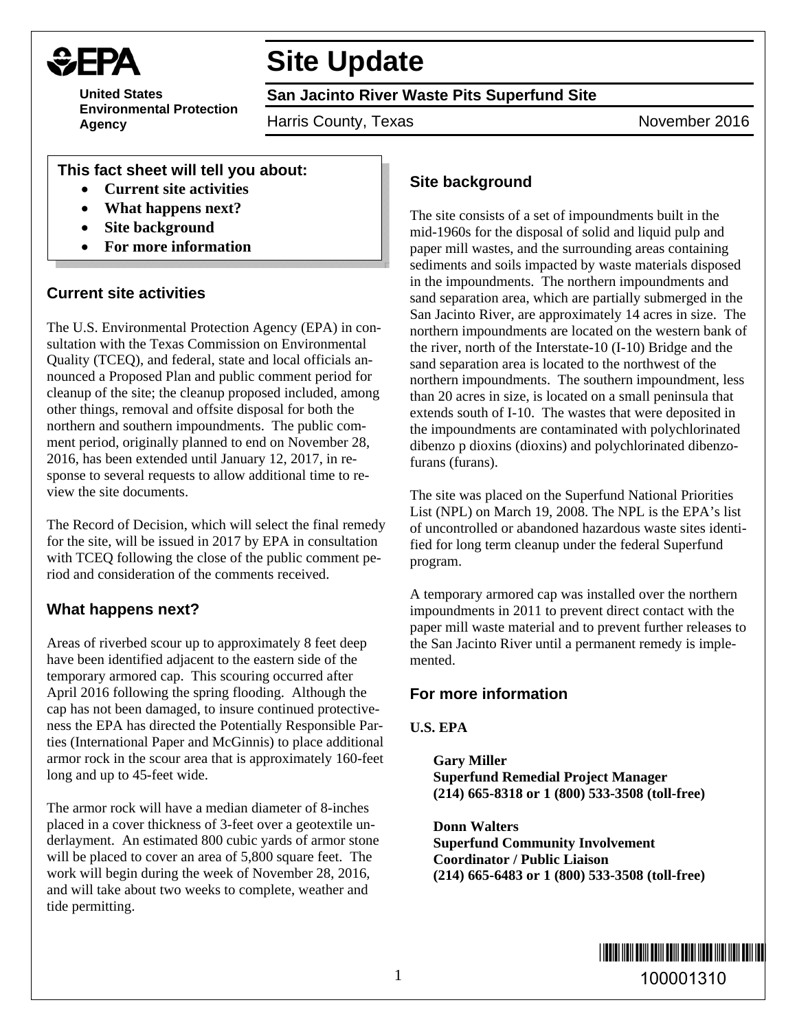# Site Update

**United States Environmental Protection Agency**

## San Jacinto River Waste Pits Superfund Site

Harris County, Texas — November 2016

**This fact sheet will tell you about:**

- **Current site activities**
- **What happens next?**
- **Site background**
- **For more information**

## Current site activities

The U.S. Environmental Protection Agency (EPA) in consultation with the Texas Commission on Environmental Quality (TCEQ), and federal, state and local officials announced a Proposed Plan and public comment period for cleanup of the site; the cleanup proposed included, among other things, removal and offsite disposal for both the northern and southern impoundments. The public comment period, originally planned to end on November 28, 2016, has been extended until January 12, 2017, in response to several requests to allow additional time to review the site documents.

The Record of Decision, which will select the final remedy for the site, will be issued in 2017 by EPA in consultation with TCEQ following the close of the public comment period and consideration of the comments received.

## What happens next?

Areas of riverbed scour up to approximately 8 feet deep have been identified adjacent to the eastern side of the temporary armored cap. This scouring occurred after April 2016 following the spring flooding. Although the cap has not been damaged, to insure continued protectiveness the EPA has directed the Potentially Responsible Parties (International Paper and McGinnis) to place additional armor rock in the scour area that is approximately 160-feet long and up to 45-feet wide.

The armor rock will have a median diameter of 8-inches placed in a cover thickness of 3-feet over a geotextile underlayment. An estimated 800 cubic yards of armor stone will be placed to cover an area of 5,800 square feet. The work will begin during the week of November 28, 2016, and will take about two weeks to complete, weather and tide permitting.

## Site background

The site consists of a set of impoundments built in the mid-1960s for the disposal of solid and liquid pulp and paper mill wastes, and the surrounding areas containing sediments and soils impacted by waste materials disposed in the impoundments. The northern impoundments and sand separation area, which are partially submerged in the San Jacinto River, are approximately 14 acres in size. The northern impoundments are located on the western bank of the river, north of the Interstate-10 (I-10) Bridge and the sand separation area is located to the northwest of the northern impoundments. The southern impoundment, less than 20 acres in size, is located on a small peninsula that extends south of I-10. The wastes that were deposited in the impoundments are contaminated with polychlorinated dibenzo p dioxins (dioxins) and polychlorinated dibenzofurans (furans).

The site was placed on the Superfund National Priorities List (NPL) on March 19, 2008. The NPL is the EPA's list of uncontrolled or abandoned hazardous waste sites identified for long term cleanup under the federal Superfund program.

A temporary armored cap was installed over the northern impoundments in 2011 to prevent direct contact with the paper mill waste material and to prevent further releases to the San Jacinto River until a permanent remedy is implemented.

## For more information

**U.S. EPA**

**Gary Miller**
**Superfund Remedial Project Manager**
**(214) 665-8318 or 1 (800) 533-3508 (toll-free)**

**Donn Walters**
**Superfund Community Involvement Coordinator / Public Liaison**
**(214) 665-6483 or 1 (800) 533-3508 (toll-free)**

100001310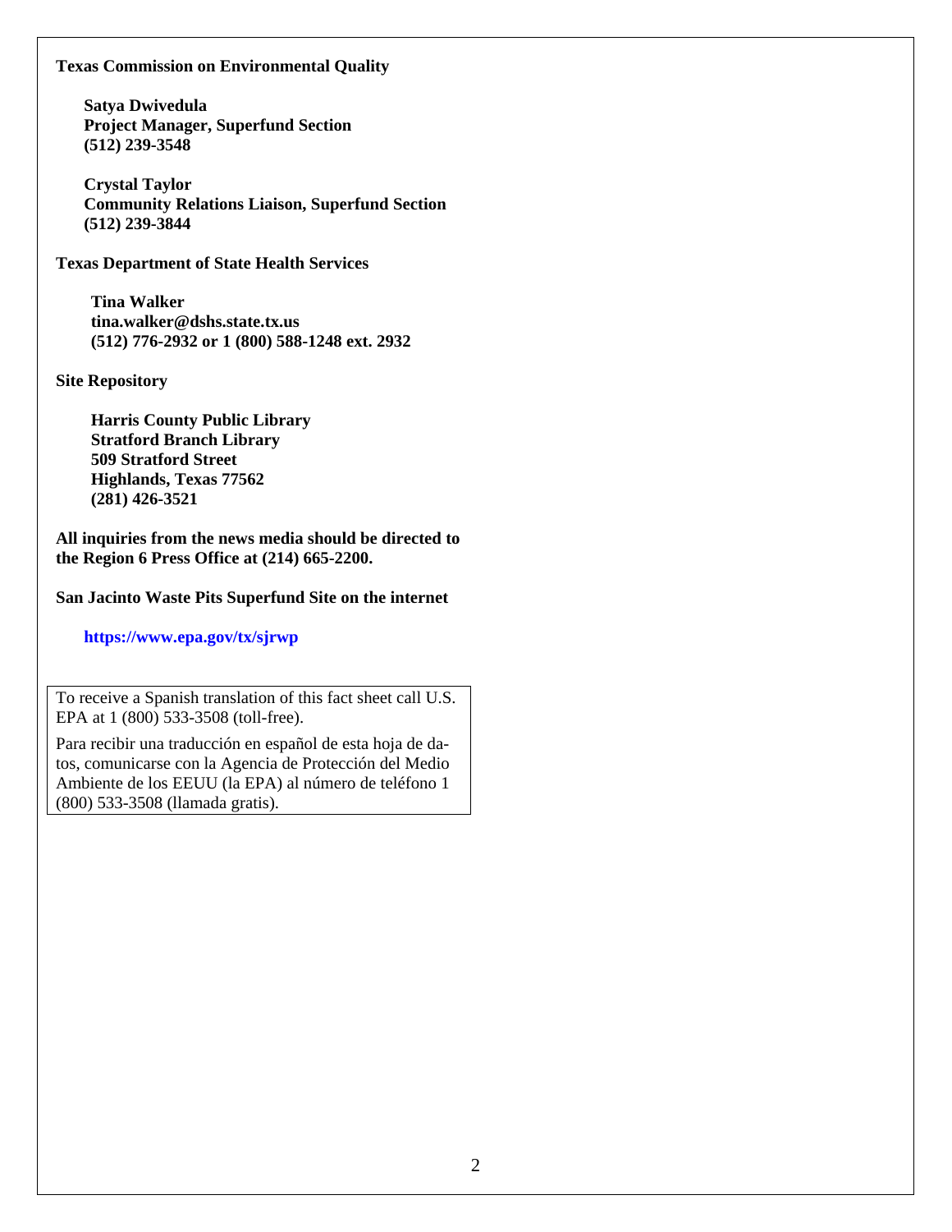**Texas Commission on Environmental Quality**

**Satya Dwivedula**
**Project Manager, Superfund Section**
**(512) 239-3548**

**Crystal Taylor**
**Community Relations Liaison, Superfund Section**
**(512) 239-3844**

**Texas Department of State Health Services**

**Tina Walker**
**tina.walker@dshs.state.tx.us**
**(512) 776-2932 or 1 (800) 588-1248 ext. 2932**

**Site Repository**

**Harris County Public Library**
**Stratford Branch Library**
**509 Stratford Street**
**Highlands, Texas 77562**
**(281) 426-3521**

**All inquiries from the news media should be directed to the Region 6 Press Office at (214) 665-2200.**

**San Jacinto Waste Pits Superfund Site on the internet**

**https://www.epa.gov/tx/sjrwp**

To receive a Spanish translation of this fact sheet call U.S. EPA at 1 (800) 533-3508 (toll-free).

Para recibir una traducción en español de esta hoja de datos, comunicarse con la Agencia de Protección del Medio Ambiente de los EEUU (la EPA) al número de teléfono 1 (800) 533-3508 (llamada gratis).